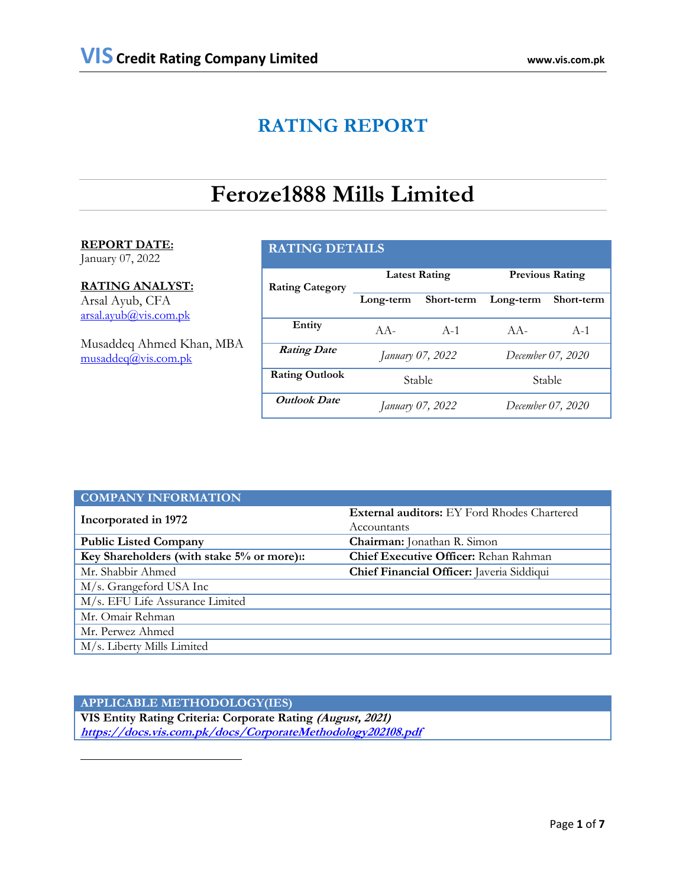# RATING REPORT

# Feroze1888 Mills Limited

**REPORT DATE:**
January 07, 2022

**RATING ANALYST:**
Arsal Ayub, CFA
arsal.ayub@vis.com.pk

Musaddeq Ahmed Khan, MBA
musaddeq@vis.com.pk

| **RATING DETAILS** | | | | |
|---|---|---|---|---|
| **Rating Category** | **Latest Rating** | | **Previous Rating** | |
| | **Long-term** | **Short-term** | **Long-term** | **Short-term** |
| **Entity** | AA- | A-1 | AA- | A-1 |
| ***Rating Date*** | *January 07, 2022* | | *December 07, 2020* | |
| **Rating Outlook** | Stable | | Stable | |
| ***Outlook Date*** | *January 07, 2022* | | *December 07, 2020* | |

| **COMPANY INFORMATION** | |
|---|---|
| **Incorporated in 1972** | **External auditors:** EY Ford Rhodes Chartered Accountants |
| **Public Listed Company** | **Chairman:** Jonathan R. Simon |
| **Key Shareholders (with stake 5% or more)[1]:** | **Chief Executive Officer:** Rehan Rahman |
| Mr. Shabbir Ahmed | **Chief Financial Officer:** Javeria Siddiqui |
| M/s. Grangeford USA Inc | |
| M/s. EFU Life Assurance Limited | |
| Mr. Omair Rehman | |
| Mr. Perwez Ahmed | |
| M/s. Liberty Mills Limited | |

| **APPLICABLE METHODOLOGY(IES)** |
|---|
| **VIS Entity Rating Criteria: Corporate Rating *(August, 2021)*** |
| ***https://docs.vis.com.pk/docs/CorporateMethodology202108.pdf*** |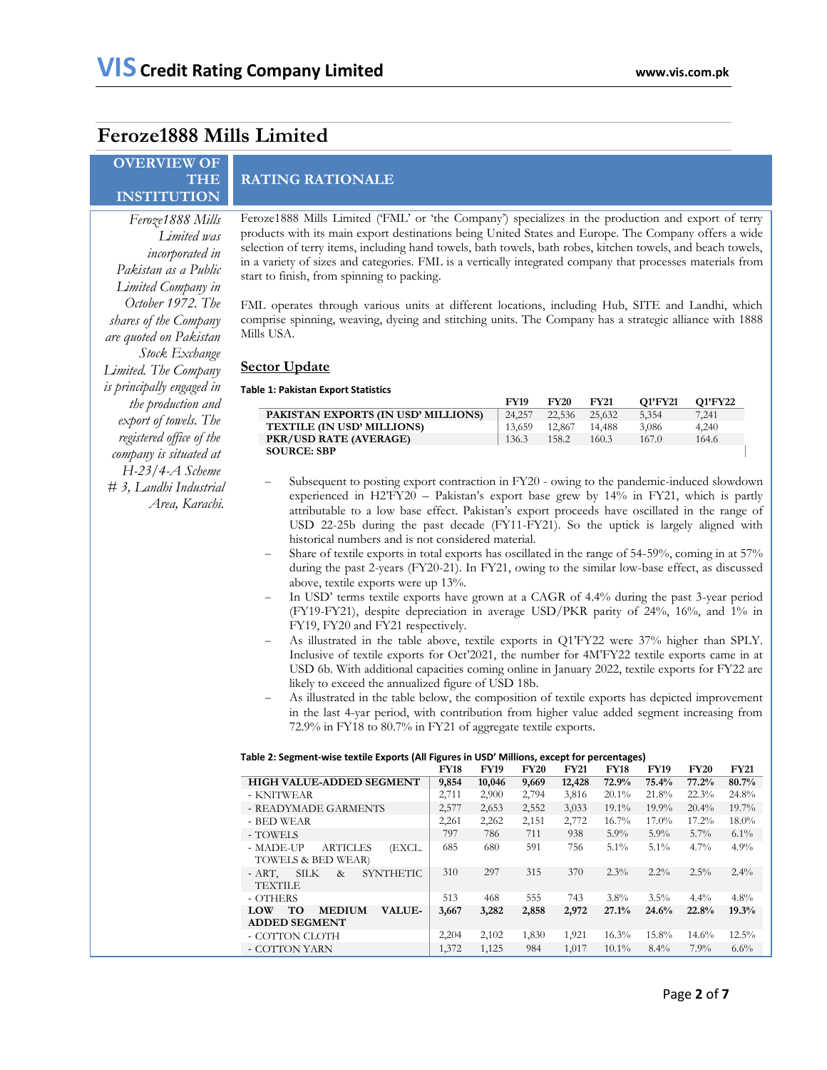# Feroze1888 Mills Limited

## OVERVIEW OF THE INSTITUTION

*Feroze1888 Mills Limited was incorporated in Pakistan as a Public Limited Company in October 1972. The shares of the Company are quoted on Pakistan Stock Exchange Limited. The Company is principally engaged in the production and export of towels. The registered office of the company is situated at H-23/4-A Scheme # 3, Landhi Industrial Area, Karachi.*

## RATING RATIONALE

Feroze1888 Mills Limited ('FML' or 'the Company') specializes in the production and export of terry products with its main export destinations being United States and Europe. The Company offers a wide selection of terry items, including hand towels, bath towels, bath robes, kitchen towels, and beach towels, in a variety of sizes and categories. FML is a vertically integrated company that processes materials from start to finish, from spinning to packing.

FML operates through various units at different locations, including Hub, SITE and Landhi, which comprise spinning, weaving, dyeing and stitching units. The Company has a strategic alliance with 1888 Mills USA.

### Sector Update

**Table 1: Pakistan Export Statistics**

| | FY19 | FY20 | FY21 | Q1'FY21 | Q1'FY22 |
|---|---|---|---|---|---|
| **PAKISTAN EXPORTS (IN USD' MILLIONS)** | 24,257 | 22,536 | 25,632 | 5,354 | 7,241 |
| **TEXTILE (IN USD' MILLIONS)** | 13,659 | 12,867 | 14,488 | 3,086 | 4,240 |
| **PKR/USD RATE (AVERAGE)** | 136.3 | 158.2 | 160.3 | 167.0 | 164.6 |
| **SOURCE: SBP** | | | | | |

- Subsequent to posting export contraction in FY20 - owing to the pandemic-induced slowdown experienced in H2'FY20 – Pakistan's export base grew by 14% in FY21, which is partly attributable to a low base effect. Pakistan's export proceeds have oscillated in the range of USD 22-25b during the past decade (FY11-FY21). So the uptick is largely aligned with historical numbers and is not considered material.
- Share of textile exports in total exports has oscillated in the range of 54-59%, coming in at 57% during the past 2-years (FY20-21). In FY21, owing to the similar low-base effect, as discussed above, textile exports were up 13%.
- In USD' terms textile exports have grown at a CAGR of 4.4% during the past 3-year period (FY19-FY21), despite depreciation in average USD/PKR parity of 24%, 16%, and 1% in FY19, FY20 and FY21 respectively.
- As illustrated in the table above, textile exports in Q1'FY22 were 37% higher than SPLY. Inclusive of textile exports for Oct'2021, the number for 4M'FY22 textile exports came in at USD 6b. With additional capacities coming online in January 2022, textile exports for FY22 are likely to exceed the annualized figure of USD 18b.
- As illustrated in the table below, the composition of textile exports has depicted improvement in the last 4-yar period, with contribution from higher value added segment increasing from 72.9% in FY18 to 80.7% in FY21 of aggregate textile exports.

**Table 2: Segment-wise textile Exports (All Figures in USD' Millions, except for percentages)**

| | FY18 | FY19 | FY20 | FY21 | FY18 | FY19 | FY20 | FY21 |
|---|---|---|---|---|---|---|---|---|
| **HIGH VALUE-ADDED SEGMENT** | **9,854** | **10,046** | **9,669** | **12,428** | **72.9%** | **75.4%** | **77.2%** | **80.7%** |
| - KNITWEAR | 2,711 | 2,900 | 2,794 | 3,816 | 20.1% | 21.8% | 22.3% | 24.8% |
| - READYMADE GARMENTS | 2,577 | 2,653 | 2,552 | 3,033 | 19.1% | 19.9% | 20.4% | 19.7% |
| - BED WEAR | 2,261 | 2,262 | 2,151 | 2,772 | 16.7% | 17.0% | 17.2% | 18.0% |
| - TOWELS | 797 | 786 | 711 | 938 | 5.9% | 5.9% | 5.7% | 6.1% |
| - MADE-UP ARTICLES (EXCL. TOWELS & BED WEAR) | 685 | 680 | 591 | 756 | 5.1% | 5.1% | 4.7% | 4.9% |
| - ART, SILK & SYNTHETIC TEXTILE | 310 | 297 | 315 | 370 | 2.3% | 2.2% | 2.5% | 2.4% |
| - OTHERS | 513 | 468 | 555 | 743 | 3.8% | 3.5% | 4.4% | 4.8% |
| **LOW TO MEDIUM VALUE-ADDED SEGMENT** | **3,667** | **3,282** | **2,858** | **2,972** | **27.1%** | **24.6%** | **22.8%** | **19.3%** |
| - COTTON CLOTH | 2,204 | 2,102 | 1,830 | 1,921 | 16.3% | 15.8% | 14.6% | 12.5% |
| - COTTON YARN | 1,372 | 1,125 | 984 | 1,017 | 10.1% | 8.4% | 7.9% | 6.6% |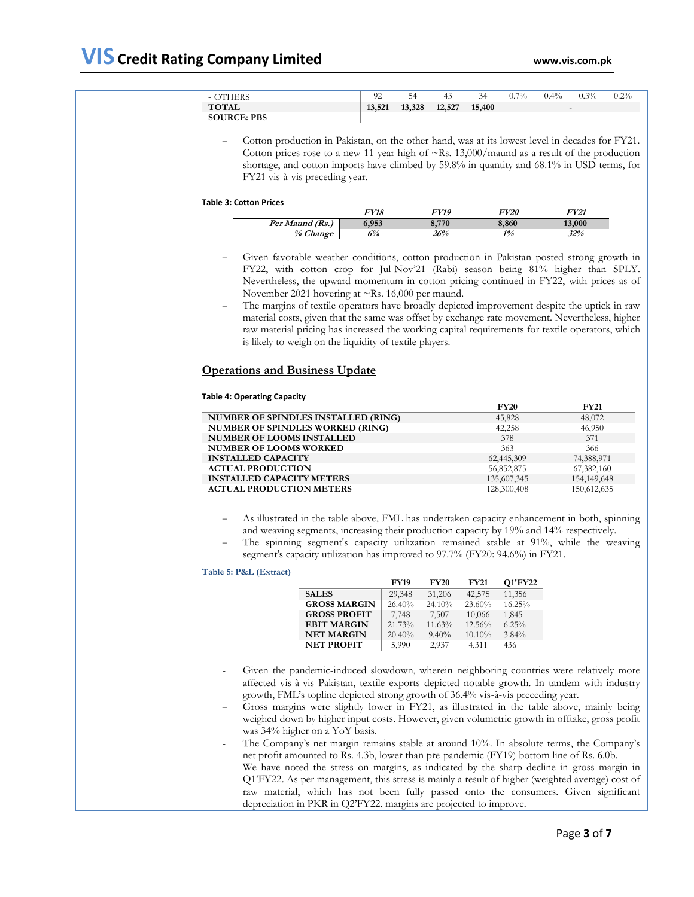| | | | | | | | | |
|---|---|---|---|---|---|---|---|---|
| - OTHERS | 92 | 54 | 43 | 34 | 0.7% | 0.4% | 0.3% | 0.2% |
| **TOTAL** | **13,521** | **13,328** | **12,527** | **15,400** | | | - | |
| **SOURCE: PBS** | | | | | | | | |

- Cotton production in Pakistan, on the other hand, was at its lowest level in decades for FY21. Cotton prices rose to a new 11-year high of ~Rs. 13,000/maund as a result of the production shortage, and cotton imports have climbed by 59.8% in quantity and 68.1% in USD terms, for FY21 vis-à-vis preceding year.

**Table 3: Cotton Prices**

| | *FY18* | *FY19* | *FY20* | *FY21* |
|---|---|---|---|---|
| ***Per Maund (Rs.)*** | **6,953** | **8,770** | **8,860** | **13,000** |
| ***% Change*** | ***6%*** | ***26%*** | ***1%*** | ***32%*** |

- Given favorable weather conditions, cotton production in Pakistan posted strong growth in FY22, with cotton crop for Jul-Nov'21 (Rabi) season being 81% higher than SPLY. Nevertheless, the upward momentum in cotton pricing continued in FY22, with prices as of November 2021 hovering at ~Rs. 16,000 per maund.
- The margins of textile operators have broadly depicted improvement despite the uptick in raw material costs, given that the same was offset by exchange rate movement. Nevertheless, higher raw material pricing has increased the working capital requirements for textile operators, which is likely to weigh on the liquidity of textile players.

## Operations and Business Update

**Table 4: Operating Capacity**

| | FY20 | FY21 |
|---|---|---|
| **NUMBER OF SPINDLES INSTALLED (RING)** | 45,828 | 48,072 |
| **NUMBER OF SPINDLES WORKED (RING)** | 42,258 | 46,950 |
| **NUMBER OF LOOMS INSTALLED** | 378 | 371 |
| **NUMBER OF LOOMS WORKED** | 363 | 366 |
| **INSTALLED CAPACITY** | 62,445,309 | 74,388,971 |
| **ACTUAL PRODUCTION** | 56,852,875 | 67,382,160 |
| **INSTALLED CAPACITY METERS** | 135,607,345 | 154,149,648 |
| **ACTUAL PRODUCTION METERS** | 128,300,408 | 150,612,635 |

- As illustrated in the table above, FML has undertaken capacity enhancement in both, spinning and weaving segments, increasing their production capacity by 19% and 14% respectively.
- The spinning segment's capacity utilization remained stable at 91%, while the weaving segment's capacity utilization has improved to 97.7% (FY20: 94.6%) in FY21.

**Table 5: P&L (Extract)**

| | FY19 | FY20 | FY21 | Q1'FY22 |
|---|---|---|---|---|
| **SALES** | 29,348 | 31,206 | 42,575 | 11,356 |
| **GROSS MARGIN** | 26.40% | 24.10% | 23.60% | 16.25% |
| **GROSS PROFIT** | 7,748 | 7,507 | 10,066 | 1,845 |
| **EBIT MARGIN** | 21.73% | 11.63% | 12.56% | 6.25% |
| **NET MARGIN** | 20.40% | 9.40% | 10.10% | 3.84% |
| **NET PROFIT** | 5,990 | 2,937 | 4,311 | 436 |

- Given the pandemic-induced slowdown, wherein neighboring countries were relatively more affected vis-à-vis Pakistan, textile exports depicted notable growth. In tandem with industry growth, FML's topline depicted strong growth of 36.4% vis-à-vis preceding year.
- Gross margins were slightly lower in FY21, as illustrated in the table above, mainly being weighed down by higher input costs. However, given volumetric growth in offtake, gross profit was 34% higher on a YoY basis.
- The Company's net margin remains stable at around 10%. In absolute terms, the Company's net profit amounted to Rs. 4.3b, lower than pre-pandemic (FY19) bottom line of Rs. 6.0b.
- We have noted the stress on margins, as indicated by the sharp decline in gross margin in Q1'FY22. As per management, this stress is mainly a result of higher (weighted average) cost of raw material, which has not been fully passed onto the consumers. Given significant depreciation in PKR in Q2'FY22, margins are projected to improve.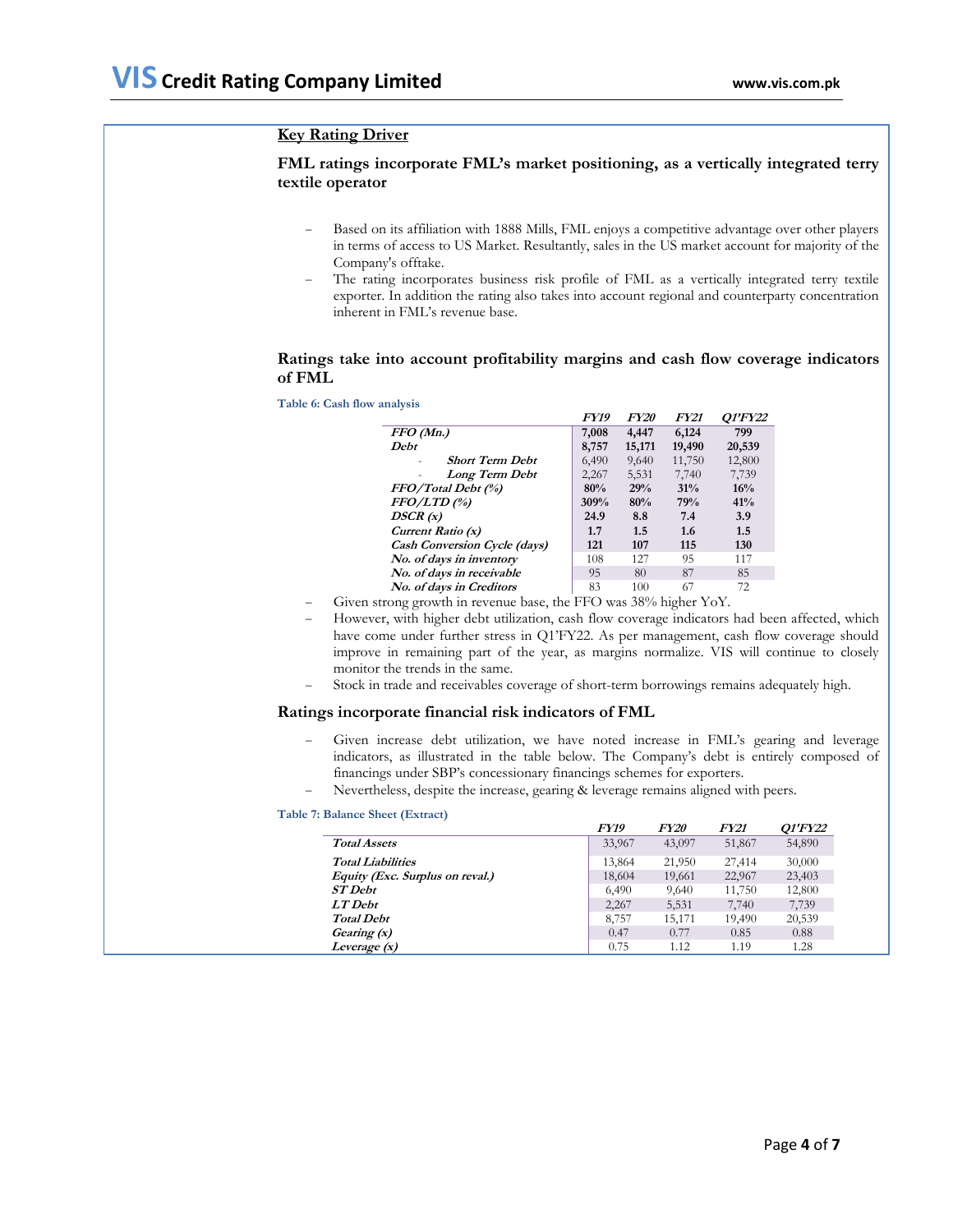## Key Rating Driver

### FML ratings incorporate FML's market positioning, as a vertically integrated terry textile operator

- Based on its affiliation with 1888 Mills, FML enjoys a competitive advantage over other players in terms of access to US Market. Resultantly, sales in the US market account for majority of the Company's offtake.
- The rating incorporates business risk profile of FML as a vertically integrated terry textile exporter. In addition the rating also takes into account regional and counterparty concentration inherent in FML's revenue base.

### Ratings take into account profitability margins and cash flow coverage indicators of FML

**Table 6: Cash flow analysis**

| | *FY19* | *FY20* | *FY21* | *Q1'FY22* |
|---|---|---|---|---|
| ***FFO (Mn.)*** | **7,008** | **4,447** | **6,124** | **799** |
| ***Debt*** | **8,757** | **15,171** | **19,490** | **20,539** |
| - ***Short Term Debt*** | 6,490 | 9,640 | 11,750 | 12,800 |
| - ***Long Term Debt*** | 2,267 | 5,531 | 7,740 | 7,739 |
| ***FFO/Total Debt (%)*** | **80%** | **29%** | **31%** | **16%** |
| ***FFO/LTD (%)*** | **309%** | **80%** | **79%** | **41%** |
| ***DSCR (x)*** | **24.9** | **8.8** | **7.4** | **3.9** |
| ***Current Ratio (x)*** | **1.7** | **1.5** | **1.6** | **1.5** |
| ***Cash Conversion Cycle (days)*** | **121** | **107** | **115** | **130** |
| ***No. of days in inventory*** | 108 | 127 | 95 | 117 |
| ***No. of days in receivable*** | 95 | 80 | 87 | 85 |
| ***No. of days in Creditors*** | 83 | 100 | 67 | 72 |

- Given strong growth in revenue base, the FFO was 38% higher YoY.
- However, with higher debt utilization, cash flow coverage indicators had been affected, which have come under further stress in Q1'FY22. As per management, cash flow coverage should improve in remaining part of the year, as margins normalize. VIS will continue to closely monitor the trends in the same.
- Stock in trade and receivables coverage of short-term borrowings remains adequately high.

### Ratings incorporate financial risk indicators of FML

- Given increase debt utilization, we have noted increase in FML's gearing and leverage indicators, as illustrated in the table below. The Company's debt is entirely composed of financings under SBP's concessionary financings schemes for exporters.
- Nevertheless, despite the increase, gearing & leverage remains aligned with peers.

**Table 7: Balance Sheet (Extract)**

| | *FY19* | *FY20* | *FY21* | *Q1'FY22* |
|---|---|---|---|---|
| ***Total Assets*** | 33,967 | 43,097 | 51,867 | 54,890 |
| ***Total Liabilities*** | 13,864 | 21,950 | 27,414 | 30,000 |
| ***Equity (Exc. Surplus on reval.)*** | 18,604 | 19,661 | 22,967 | 23,403 |
| ***ST Debt*** | 6,490 | 9,640 | 11,750 | 12,800 |
| ***LT Debt*** | 2,267 | 5,531 | 7,740 | 7,739 |
| ***Total Debt*** | 8,757 | 15,171 | 19,490 | 20,539 |
| ***Gearing (x)*** | 0.47 | 0.77 | 0.85 | 0.88 |
| ***Leverage (x)*** | 0.75 | 1.12 | 1.19 | 1.28 |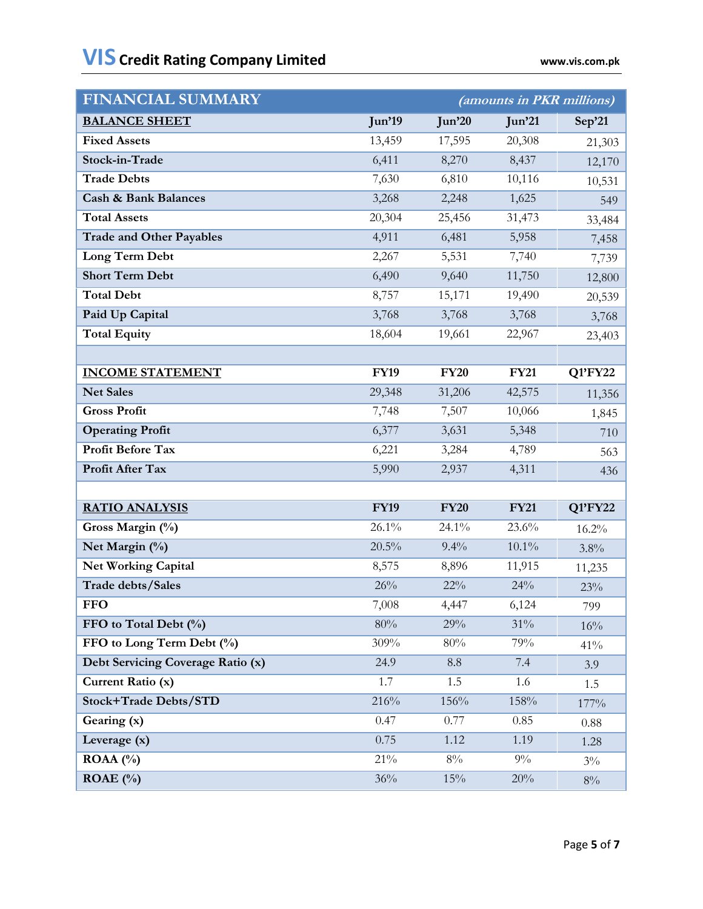| FINANCIAL SUMMARY | | | *(amounts in PKR millions)* | |
|---|---|---|---|---|
| **BALANCE SHEET** | **Jun'19** | **Jun'20** | **Jun'21** | **Sep'21** |
| **Fixed Assets** | 13,459 | 17,595 | 20,308 | 21,303 |
| **Stock-in-Trade** | 6,411 | 8,270 | 8,437 | 12,170 |
| **Trade Debts** | 7,630 | 6,810 | 10,116 | 10,531 |
| **Cash & Bank Balances** | 3,268 | 2,248 | 1,625 | 549 |
| **Total Assets** | 20,304 | 25,456 | 31,473 | 33,484 |
| **Trade and Other Payables** | 4,911 | 6,481 | 5,958 | 7,458 |
| **Long Term Debt** | 2,267 | 5,531 | 7,740 | 7,739 |
| **Short Term Debt** | 6,490 | 9,640 | 11,750 | 12,800 |
| **Total Debt** | 8,757 | 15,171 | 19,490 | 20,539 |
| **Paid Up Capital** | 3,768 | 3,768 | 3,768 | 3,768 |
| **Total Equity** | 18,604 | 19,661 | 22,967 | 23,403 |
| | | | | |
| **INCOME STATEMENT** | **FY19** | **FY20** | **FY21** | **Q1'FY22** |
| **Net Sales** | 29,348 | 31,206 | 42,575 | 11,356 |
| **Gross Profit** | 7,748 | 7,507 | 10,066 | 1,845 |
| **Operating Profit** | 6,377 | 3,631 | 5,348 | 710 |
| **Profit Before Tax** | 6,221 | 3,284 | 4,789 | 563 |
| **Profit After Tax** | 5,990 | 2,937 | 4,311 | 436 |
| | | | | |
| **RATIO ANALYSIS** | **FY19** | **FY20** | **FY21** | **Q1'FY22** |
| **Gross Margin (%)** | 26.1% | 24.1% | 23.6% | 16.2% |
| **Net Margin (%)** | 20.5% | 9.4% | 10.1% | 3.8% |
| **Net Working Capital** | 8,575 | 8,896 | 11,915 | 11,235 |
| **Trade debts/Sales** | 26% | 22% | 24% | 23% |
| **FFO** | 7,008 | 4,447 | 6,124 | 799 |
| **FFO to Total Debt (%)** | 80% | 29% | 31% | 16% |
| **FFO to Long Term Debt (%)** | 309% | 80% | 79% | 41% |
| **Debt Servicing Coverage Ratio (x)** | 24.9 | 8.8 | 7.4 | 3.9 |
| **Current Ratio (x)** | 1.7 | 1.5 | 1.6 | 1.5 |
| **Stock+Trade Debts/STD** | 216% | 156% | 158% | 177% |
| **Gearing (x)** | 0.47 | 0.77 | 0.85 | 0.88 |
| **Leverage (x)** | 0.75 | 1.12 | 1.19 | 1.28 |
| **ROAA (%)** | 21% | 8% | 9% | 3% |
| **ROAE (%)** | 36% | 15% | 20% | 8% |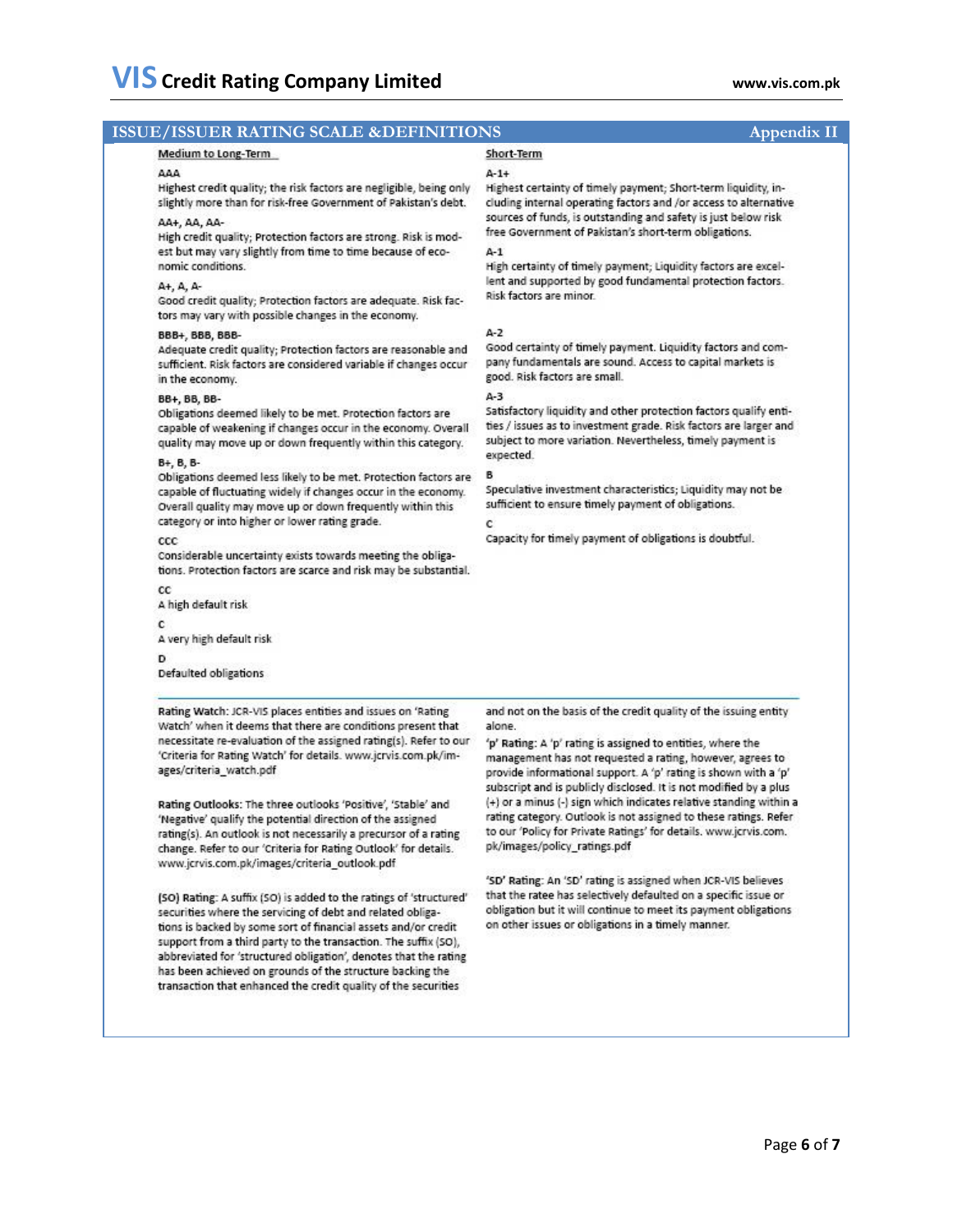## ISSUE/ISSUER RATING SCALE &DEFINITIONS — Appendix II

### Medium to Long-Term

**AAA**
Highest credit quality; the risk factors are negligible, being only slightly more than for risk-free Government of Pakistan's debt.

**AA+, AA, AA-**
High credit quality; Protection factors are strong. Risk is modest but may vary slightly from time to time because of economic conditions.

**A+, A, A-**
Good credit quality; Protection factors are adequate. Risk factors may vary with possible changes in the economy.

**BBB+, BBB, BBB-**
Adequate credit quality; Protection factors are reasonable and sufficient. Risk factors are considered variable if changes occur in the economy.

**BB+, BB, BB-**
Obligations deemed likely to be met. Protection factors are capable of weakening if changes occur in the economy. Overall quality may move up or down frequently within this category.

**B+, B, B-**
Obligations deemed less likely to be met. Protection factors are capable of fluctuating widely if changes occur in the economy. Overall quality may move up or down frequently within this category or into higher or lower rating grade.

**CCC**
Considerable uncertainty exists towards meeting the obligations. Protection factors are scarce and risk may be substantial.

**CC**
A high default risk

**C**
A very high default risk

**D**
Defaulted obligations

### Short-Term

**A-1+**
Highest certainty of timely payment; Short-term liquidity, including internal operating factors and /or access to alternative sources of funds, is outstanding and safety is just below risk free Government of Pakistan's short-term obligations.

**A-1**
High certainty of timely payment; Liquidity factors are excellent and supported by good fundamental protection factors. Risk factors are minor.

**A-2**
Good certainty of timely payment. Liquidity factors and company fundamentals are sound. Access to capital markets is good. Risk factors are small.

**A-3**
Satisfactory liquidity and other protection factors qualify entities / issues as to investment grade. Risk factors are larger and subject to more variation. Nevertheless, timely payment is expected.

**B**
Speculative investment characteristics; Liquidity may not be sufficient to ensure timely payment of obligations.

**C**
Capacity for timely payment of obligations is doubtful.

---

**Rating Watch:** JCR-VIS places entities and issues on 'Rating Watch' when it deems that there are conditions present that necessitate re-evaluation of the assigned rating(s). Refer to our 'Criteria for Rating Watch' for details. www.jcrvis.com.pk/images/criteria_watch.pdf

**Rating Outlooks:** The three outlooks 'Positive', 'Stable' and 'Negative' qualify the potential direction of the assigned rating(s). An outlook is not necessarily a precursor of a rating change. Refer to our 'Criteria for Rating Outlook' for details. www.jcrvis.com.pk/images/criteria_outlook.pdf

**(SO) Rating:** A suffix (SO) is added to the ratings of 'structured' securities where the servicing of debt and related obligations is backed by some sort of financial assets and/or credit support from a third party to the transaction. The suffix (SO), abbreviated for 'structured obligation', denotes that the rating has been achieved on grounds of the structure backing the transaction that enhanced the credit quality of the securities and not on the basis of the credit quality of the issuing entity alone.

**'p' Rating:** A 'p' rating is assigned to entities, where the management has not requested a rating, however, agrees to provide informational support. A 'p' rating is shown with a 'p' subscript and is publicly disclosed. It is not modified by a plus (+) or a minus (-) sign which indicates relative standing within a rating category. Outlook is not assigned to these ratings. Refer to our 'Policy for Private Ratings' for details. www.jcrvis.com.pk/images/policy_ratings.pdf

**'SD' Rating:** An 'SD' rating is assigned when JCR-VIS believes that the ratee has selectively defaulted on a specific issue or obligation but it will continue to meet its payment obligations on other issues or obligations in a timely manner.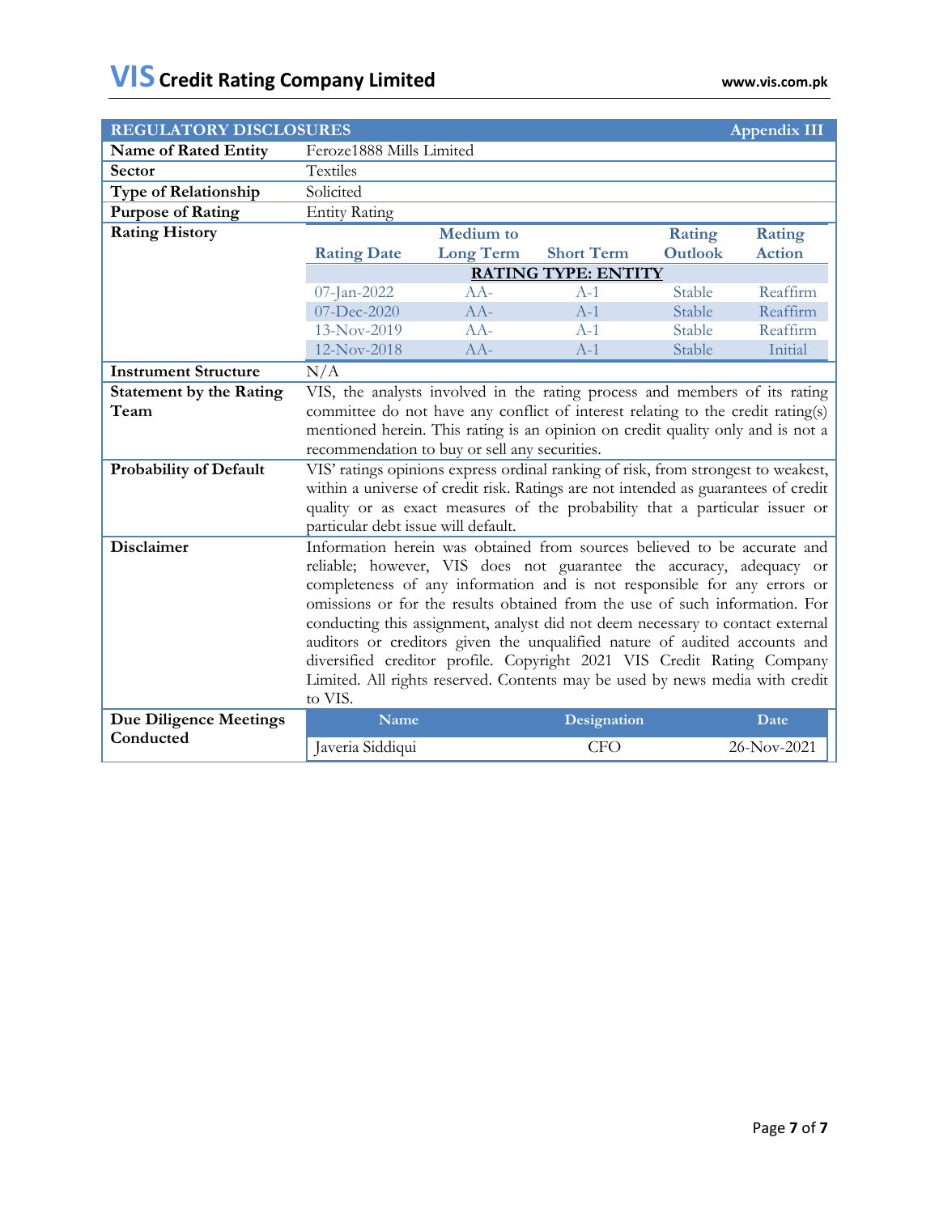| REGULATORY DISCLOSURES | | | | | | Appendix III |
|---|---|---|---|---|---|---|
| **Name of Rated Entity** | Feroze1888 Mills Limited | | | | | |
| **Sector** | Textiles | | | | | |
| **Type of Relationship** | Solicited | | | | | |
| **Purpose of Rating** | Entity Rating | | | | | |
| **Rating History** | **Rating Date** | **Medium to Long Term** | **Short Term** | **Rating Outlook** | **Rating Action** | |
| | **RATING TYPE: ENTITY** | | | | | |
| | 07-Jan-2022 | AA- | A-1 | Stable | Reaffirm | |
| | 07-Dec-2020 | AA- | A-1 | Stable | Reaffirm | |
| | 13-Nov-2019 | AA- | A-1 | Stable | Reaffirm | |
| | 12-Nov-2018 | AA- | A-1 | Stable | Initial | |
| **Instrument Structure** | N/A | | | | | |
| **Statement by the Rating Team** | VIS, the analysts involved in the rating process and members of its rating committee do not have any conflict of interest relating to the credit rating(s) mentioned herein. This rating is an opinion on credit quality only and is not a recommendation to buy or sell any securities. | | | | | |
| **Probability of Default** | VIS' ratings opinions express ordinal ranking of risk, from strongest to weakest, within a universe of credit risk. Ratings are not intended as guarantees of credit quality or as exact measures of the probability that a particular issuer or particular debt issue will default. | | | | | |
| **Disclaimer** | Information herein was obtained from sources believed to be accurate and reliable; however, VIS does not guarantee the accuracy, adequacy or completeness of any information and is not responsible for any errors or omissions or for the results obtained from the use of such information. For conducting this assignment, analyst did not deem necessary to contact external auditors or creditors given the unqualified nature of audited accounts and diversified creditor profile. Copyright 2021 VIS Credit Rating Company Limited. All rights reserved. Contents may be used by news media with credit to VIS. | | | | | |
| **Due Diligence Meetings Conducted** | **Name** | **Designation** | **Date** | | | |
| | Javeria Siddiqui | CFO | 26-Nov-2021 | | | |